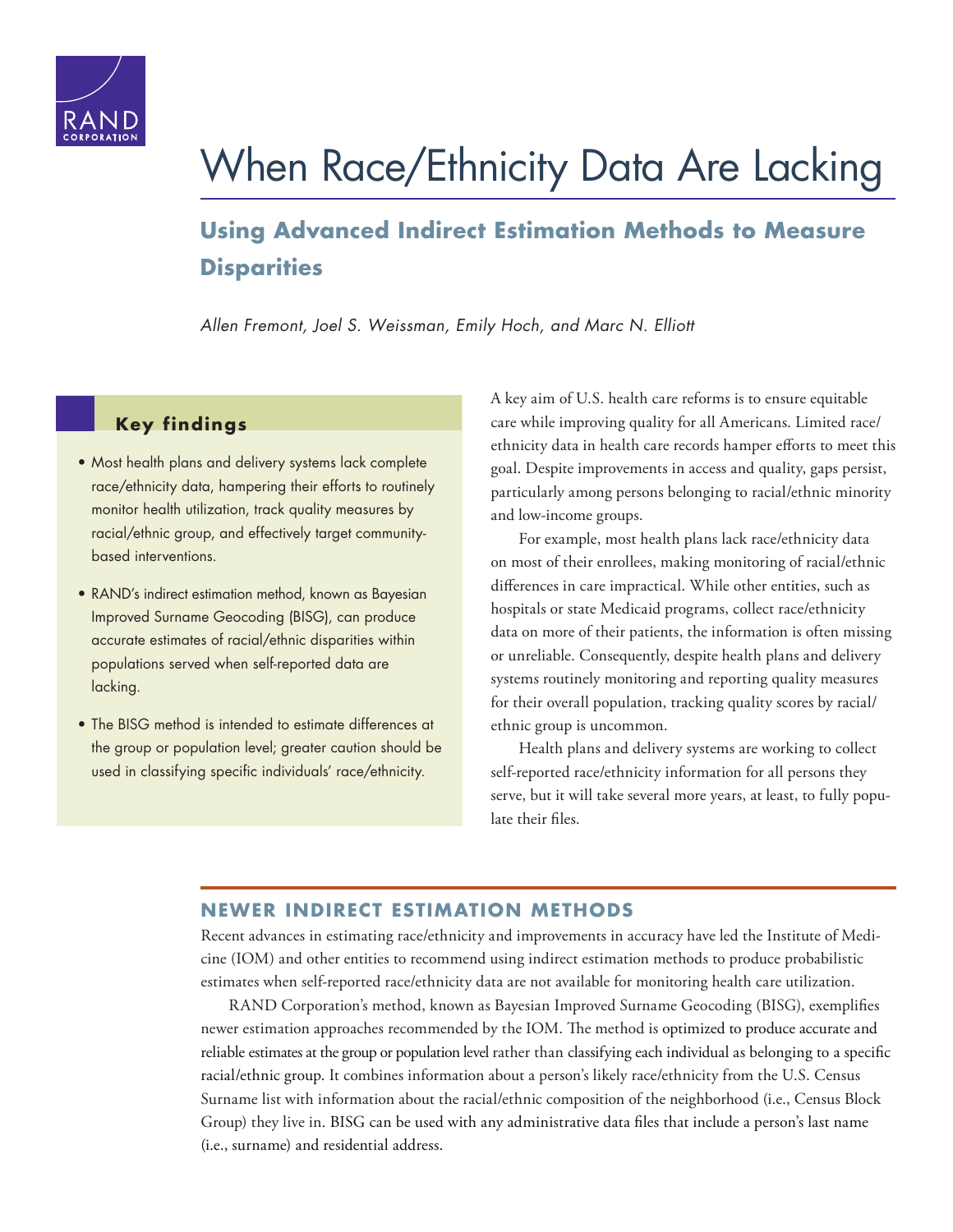# When Race/Ethnicity Data Are Lacking

## Using Advanced Indirect Estimation Methods to Measure Disparities

*Allen Fremont, Joel S. Weissman, Emily Hoch, and Marc N. Elliott*

### Key findings

- Most health plans and delivery systems lack complete race/ethnicity data, hampering their efforts to routinely monitor health utilization, track quality measures by racial/ethnic group, and effectively target community-based interventions.
- RAND's indirect estimation method, known as Bayesian Improved Surname Geocoding (BISG), can produce accurate estimates of racial/ethnic disparities within populations served when self-reported data are lacking.
- The BISG method is intended to estimate differences at the group or population level; greater caution should be used in classifying specific individuals' race/ethnicity.

A key aim of U.S. health care reforms is to ensure equitable care while improving quality for all Americans. Limited race/ethnicity data in health care records hamper efforts to meet this goal. Despite improvements in access and quality, gaps persist, particularly among persons belonging to racial/ethnic minority and low-income groups.

For example, most health plans lack race/ethnicity data on most of their enrollees, making monitoring of racial/ethnic differences in care impractical. While other entities, such as hospitals or state Medicaid programs, collect race/ethnicity data on more of their patients, the information is often missing or unreliable. Consequently, despite health plans and delivery systems routinely monitoring and reporting quality measures for their overall population, tracking quality scores by racial/ethnic group is uncommon.

Health plans and delivery systems are working to collect self-reported race/ethnicity information for all persons they serve, but it will take several more years, at least, to fully populate their files.

## NEWER INDIRECT ESTIMATION METHODS

Recent advances in estimating race/ethnicity and improvements in accuracy have led the Institute of Medicine (IOM) and other entities to recommend using indirect estimation methods to produce probabilistic estimates when self-reported race/ethnicity data are not available for monitoring health care utilization.

RAND Corporation's method, known as Bayesian Improved Surname Geocoding (BISG), exemplifies newer estimation approaches recommended by the IOM. The method is optimized to produce accurate and reliable estimates at the group or population level rather than classifying each individual as belonging to a specific racial/ethnic group. It combines information about a person's likely race/ethnicity from the U.S. Census Surname list with information about the racial/ethnic composition of the neighborhood (i.e., Census Block Group) they live in. BISG can be used with any administrative data files that include a person's last name (i.e., surname) and residential address.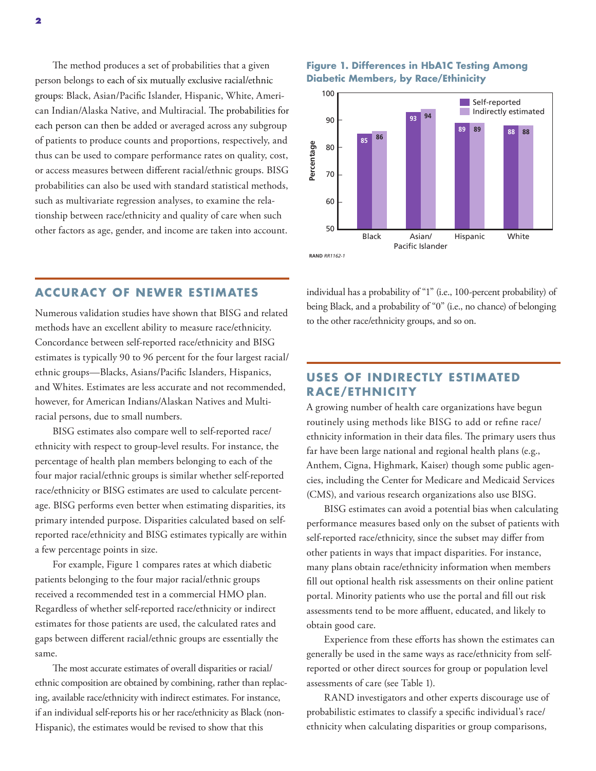The method produces a set of probabilities that a given person belongs to each of six mutually exclusive racial/ethnic groups: Black, Asian/Pacific Islander, Hispanic, White, American Indian/Alaska Native, and Multiracial. The probabilities for each person can then be added or averaged across any subgroup of patients to produce counts and proportions, respectively, and thus can be used to compare performance rates on quality, cost, or access measures between different racial/ethnic groups. BISG probabilities can also be used with standard statistical methods, such as multivariate regression analyses, to examine the relationship between race/ethnicity and quality of care when such other factors as age, gender, and income are taken into account.

**Figure 1. Differences in HbA1C Testing Among Diabetic Members, by Race/Ethinicity**

| | Self-reported | Indirectly estimated |
|---|---|---|
| Black | 85 | 86 |
| Asian/ Pacific Islander | 93 | 94 |
| Hispanic | 89 | 89 |
| White | 88 | 88 |

RAND *RR1162-1*

## ACCURACY OF NEWER ESTIMATES

Numerous validation studies have shown that BISG and related methods have an excellent ability to measure race/ethnicity. Concordance between self-reported race/ethnicity and BISG estimates is typically 90 to 96 percent for the four largest racial/ethnic groups—Blacks, Asians/Pacific Islanders, Hispanics, and Whites. Estimates are less accurate and not recommended, however, for American Indians/Alaskan Natives and Multiracial persons, due to small numbers.

BISG estimates also compare well to self-reported race/ethnicity with respect to group-level results. For instance, the percentage of health plan members belonging to each of the four major racial/ethnic groups is similar whether self-reported race/ethnicity or BISG estimates are used to calculate percentage. BISG performs even better when estimating disparities, its primary intended purpose. Disparities calculated based on self-reported race/ethnicity and BISG estimates typically are within a few percentage points in size.

For example, Figure 1 compares rates at which diabetic patients belonging to the four major racial/ethnic groups received a recommended test in a commercial HMO plan. Regardless of whether self-reported race/ethnicity or indirect estimates for those patients are used, the calculated rates and gaps between different racial/ethnic groups are essentially the same.

The most accurate estimates of overall disparities or racial/ethnic composition are obtained by combining, rather than replacing, available race/ethnicity with indirect estimates. For instance, if an individual self-reports his or her race/ethnicity as Black (non-Hispanic), the estimates would be revised to show that this individual has a probability of "1" (i.e., 100-percent probability) of being Black, and a probability of "0" (i.e., no chance) of belonging to the other race/ethnicity groups, and so on.

## USES OF INDIRECTLY ESTIMATED RACE/ETHNICITY

A growing number of health care organizations have begun routinely using methods like BISG to add or refine race/ethnicity information in their data files. The primary users thus far have been large national and regional health plans (e.g., Anthem, Cigna, Highmark, Kaiser) though some public agencies, including the Center for Medicare and Medicaid Services (CMS), and various research organizations also use BISG.

BISG estimates can avoid a potential bias when calculating performance measures based only on the subset of patients with self-reported race/ethnicity, since the subset may differ from other patients in ways that impact disparities. For instance, many plans obtain race/ethnicity information when members fill out optional health risk assessments on their online patient portal. Minority patients who use the portal and fill out risk assessments tend to be more affluent, educated, and likely to obtain good care.

Experience from these efforts has shown the estimates can generally be used in the same ways as race/ethnicity from self-reported or other direct sources for group or population level assessments of care (see Table 1).

RAND investigators and other experts discourage use of probabilistic estimates to classify a specific individual's race/ethnicity when calculating disparities or group comparisons,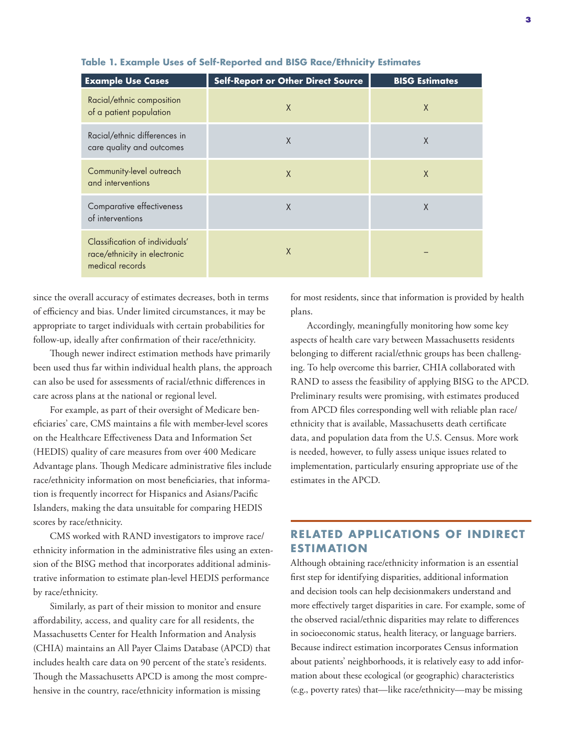**Table 1. Example Uses of Self-Reported and BISG Race/Ethnicity Estimates**

| Example Use Cases | Self-Report or Other Direct Source | BISG Estimates |
|---|---|---|
| Racial/ethnic composition of a patient population | X | X |
| Racial/ethnic differences in care quality and outcomes | X | X |
| Community-level outreach and interventions | X | X |
| Comparative effectiveness of interventions | X | X |
| Classification of individuals' race/ethnicity in electronic medical records | X | – |

since the overall accuracy of estimates decreases, both in terms of efficiency and bias. Under limited circumstances, it may be appropriate to target individuals with certain probabilities for follow-up, ideally after confirmation of their race/ethnicity.

Though newer indirect estimation methods have primarily been used thus far within individual health plans, the approach can also be used for assessments of racial/ethnic differences in care across plans at the national or regional level.

For example, as part of their oversight of Medicare beneficiaries' care, CMS maintains a file with member-level scores on the Healthcare Effectiveness Data and Information Set (HEDIS) quality of care measures from over 400 Medicare Advantage plans. Though Medicare administrative files include race/ethnicity information on most beneficiaries, that information is frequently incorrect for Hispanics and Asians/Pacific Islanders, making the data unsuitable for comparing HEDIS scores by race/ethnicity.

CMS worked with RAND investigators to improve race/ethnicity information in the administrative files using an extension of the BISG method that incorporates additional administrative information to estimate plan-level HEDIS performance by race/ethnicity.

Similarly, as part of their mission to monitor and ensure affordability, access, and quality care for all residents, the Massachusetts Center for Health Information and Analysis (CHIA) maintains an All Payer Claims Database (APCD) that includes health care data on 90 percent of the state's residents. Though the Massachusetts APCD is among the most comprehensive in the country, race/ethnicity information is missing for most residents, since that information is provided by health plans.

Accordingly, meaningfully monitoring how some key aspects of health care vary between Massachusetts residents belonging to different racial/ethnic groups has been challenging. To help overcome this barrier, CHIA collaborated with RAND to assess the feasibility of applying BISG to the APCD. Preliminary results were promising, with estimates produced from APCD files corresponding well with reliable plan race/ethnicity that is available, Massachusetts death certificate data, and population data from the U.S. Census. More work is needed, however, to fully assess unique issues related to implementation, particularly ensuring appropriate use of the estimates in the APCD.

## RELATED APPLICATIONS OF INDIRECT ESTIMATION

Although obtaining race/ethnicity information is an essential first step for identifying disparities, additional information and decision tools can help decisionmakers understand and more effectively target disparities in care. For example, some of the observed racial/ethnic disparities may relate to differences in socioeconomic status, health literacy, or language barriers. Because indirect estimation incorporates Census information about patients' neighborhoods, it is relatively easy to add information about these ecological (or geographic) characteristics (e.g., poverty rates) that—like race/ethnicity—may be missing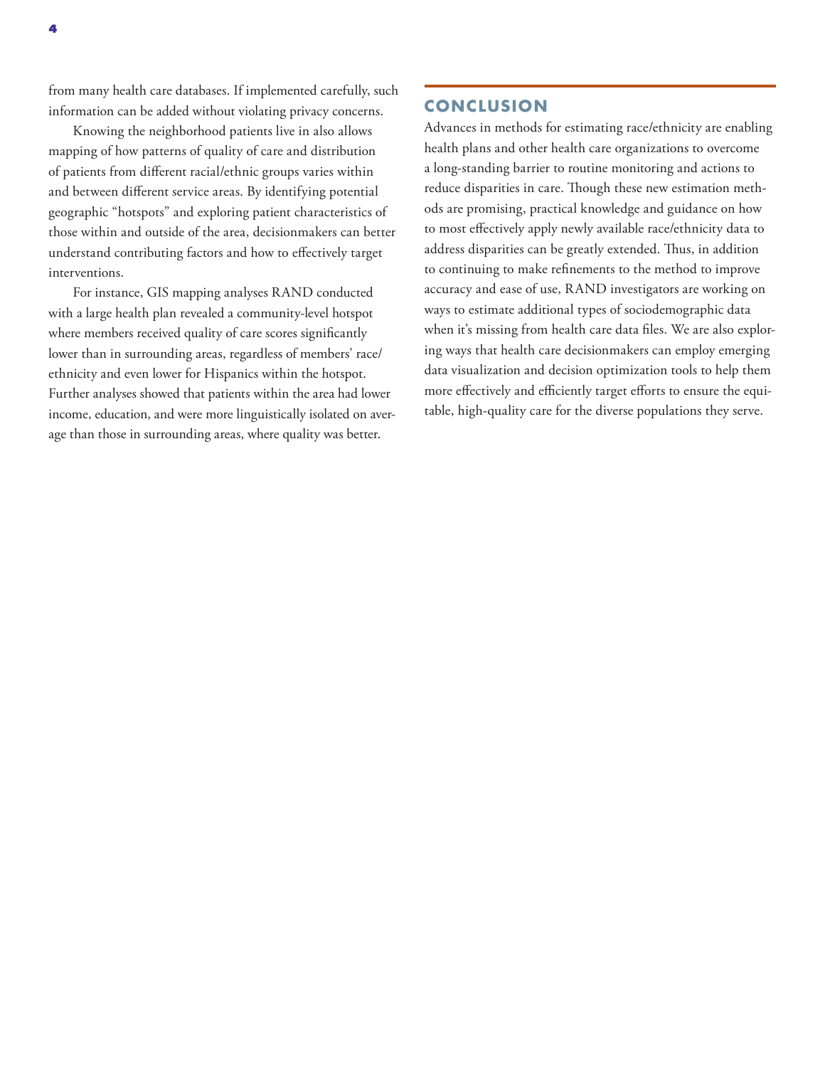from many health care databases. If implemented carefully, such information can be added without violating privacy concerns.

Knowing the neighborhood patients live in also allows mapping of how patterns of quality of care and distribution of patients from different racial/ethnic groups varies within and between different service areas. By identifying potential geographic "hotspots" and exploring patient characteristics of those within and outside of the area, decisionmakers can better understand contributing factors and how to effectively target interventions.

For instance, GIS mapping analyses RAND conducted with a large health plan revealed a community-level hotspot where members received quality of care scores significantly lower than in surrounding areas, regardless of members' race/ethnicity and even lower for Hispanics within the hotspot. Further analyses showed that patients within the area had lower income, education, and were more linguistically isolated on average than those in surrounding areas, where quality was better.

## CONCLUSION

Advances in methods for estimating race/ethnicity are enabling health plans and other health care organizations to overcome a long-standing barrier to routine monitoring and actions to reduce disparities in care. Though these new estimation methods are promising, practical knowledge and guidance on how to most effectively apply newly available race/ethnicity data to address disparities can be greatly extended. Thus, in addition to continuing to make refinements to the method to improve accuracy and ease of use, RAND investigators are working on ways to estimate additional types of sociodemographic data when it's missing from health care data files. We are also exploring ways that health care decisionmakers can employ emerging data visualization and decision optimization tools to help them more effectively and efficiently target efforts to ensure the equitable, high-quality care for the diverse populations they serve.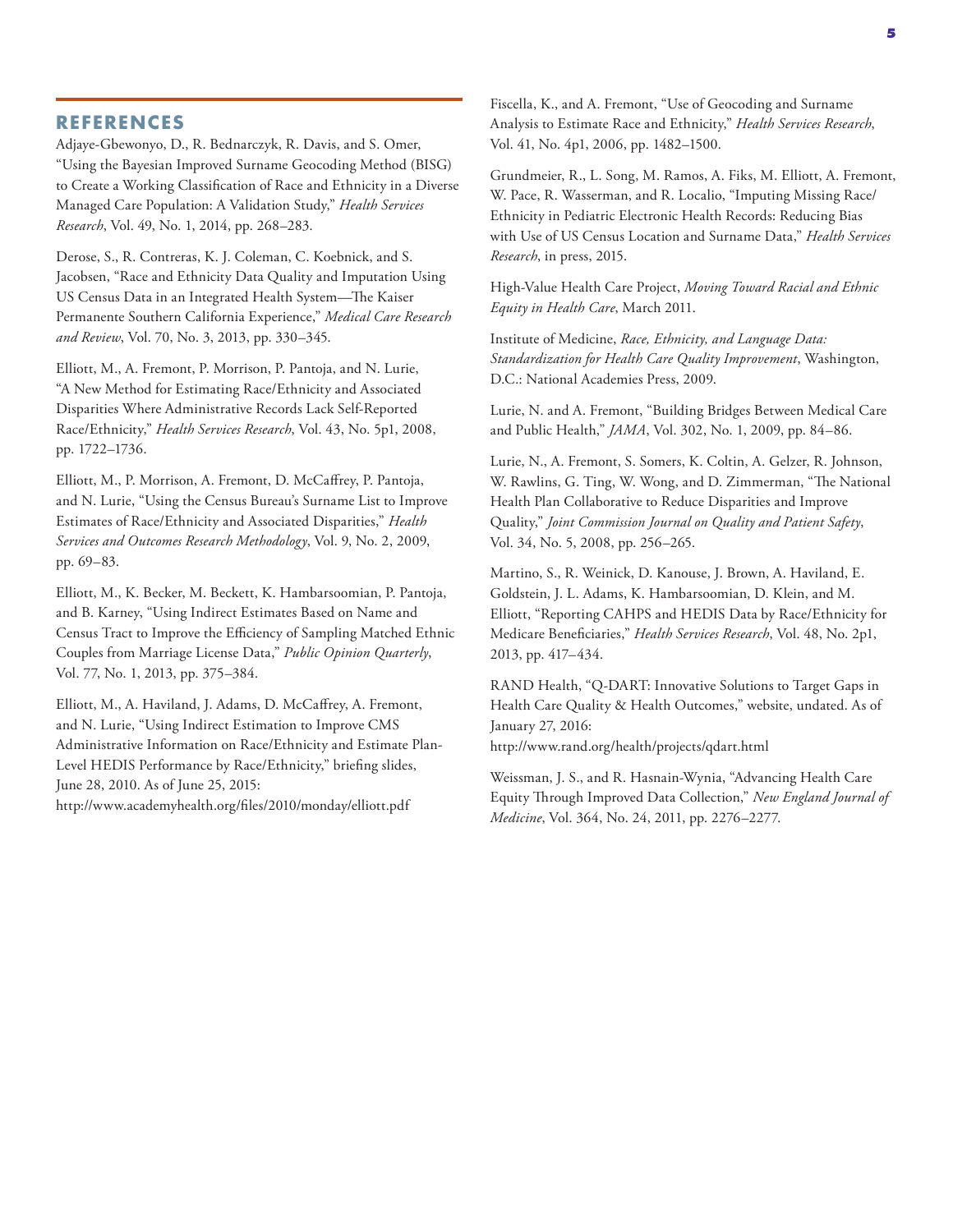## REFERENCES

Adjaye-Gbewonyo, D., R. Bednarczyk, R. Davis, and S. Omer, "Using the Bayesian Improved Surname Geocoding Method (BISG) to Create a Working Classification of Race and Ethnicity in a Diverse Managed Care Population: A Validation Study," *Health Services Research*, Vol. 49, No. 1, 2014, pp. 268–283.

Derose, S., R. Contreras, K. J. Coleman, C. Koebnick, and S. Jacobsen, "Race and Ethnicity Data Quality and Imputation Using US Census Data in an Integrated Health System—The Kaiser Permanente Southern California Experience," *Medical Care Research and Review*, Vol. 70, No. 3, 2013, pp. 330–345.

Elliott, M., A. Fremont, P. Morrison, P. Pantoja, and N. Lurie, "A New Method for Estimating Race/Ethnicity and Associated Disparities Where Administrative Records Lack Self-Reported Race/Ethnicity," *Health Services Research*, Vol. 43, No. 5p1, 2008, pp. 1722–1736.

Elliott, M., P. Morrison, A. Fremont, D. McCaffrey, P. Pantoja, and N. Lurie, "Using the Census Bureau's Surname List to Improve Estimates of Race/Ethnicity and Associated Disparities," *Health Services and Outcomes Research Methodology*, Vol. 9, No. 2, 2009, pp. 69–83.

Elliott, M., K. Becker, M. Beckett, K. Hambarsoomian, P. Pantoja, and B. Karney, "Using Indirect Estimates Based on Name and Census Tract to Improve the Efficiency of Sampling Matched Ethnic Couples from Marriage License Data," *Public Opinion Quarterly*, Vol. 77, No. 1, 2013, pp. 375–384.

Elliott, M., A. Haviland, J. Adams, D. McCaffrey, A. Fremont, and N. Lurie, "Using Indirect Estimation to Improve CMS Administrative Information on Race/Ethnicity and Estimate Plan-Level HEDIS Performance by Race/Ethnicity," briefing slides, June 28, 2010. As of June 25, 2015:
http://www.academyhealth.org/files/2010/monday/elliott.pdf

Fiscella, K., and A. Fremont, "Use of Geocoding and Surname Analysis to Estimate Race and Ethnicity," *Health Services Research*, Vol. 41, No. 4p1, 2006, pp. 1482–1500.

Grundmeier, R., L. Song, M. Ramos, A. Fiks, M. Elliott, A. Fremont, W. Pace, R. Wasserman, and R. Localio, "Imputing Missing Race/Ethnicity in Pediatric Electronic Health Records: Reducing Bias with Use of US Census Location and Surname Data," *Health Services Research*, in press, 2015.

High-Value Health Care Project, *Moving Toward Racial and Ethnic Equity in Health Care*, March 2011.

Institute of Medicine, *Race, Ethnicity, and Language Data: Standardization for Health Care Quality Improvement*, Washington, D.C.: National Academies Press, 2009.

Lurie, N. and A. Fremont, "Building Bridges Between Medical Care and Public Health," *JAMA*, Vol. 302, No. 1, 2009, pp. 84–86.

Lurie, N., A. Fremont, S. Somers, K. Coltin, A. Gelzer, R. Johnson, W. Rawlins, G. Ting, W. Wong, and D. Zimmerman, "The National Health Plan Collaborative to Reduce Disparities and Improve Quality," *Joint Commission Journal on Quality and Patient Safety*, Vol. 34, No. 5, 2008, pp. 256–265.

Martino, S., R. Weinick, D. Kanouse, J. Brown, A. Haviland, E. Goldstein, J. L. Adams, K. Hambarsoomian, D. Klein, and M. Elliott, "Reporting CAHPS and HEDIS Data by Race/Ethnicity for Medicare Beneficiaries," *Health Services Research*, Vol. 48, No. 2p1, 2013, pp. 417–434.

RAND Health, "Q-DART: Innovative Solutions to Target Gaps in Health Care Quality & Health Outcomes," website, undated. As of January 27, 2016:
http://www.rand.org/health/projects/qdart.html

Weissman, J. S., and R. Hasnain-Wynia, "Advancing Health Care Equity Through Improved Data Collection," *New England Journal of Medicine*, Vol. 364, No. 24, 2011, pp. 2276–2277.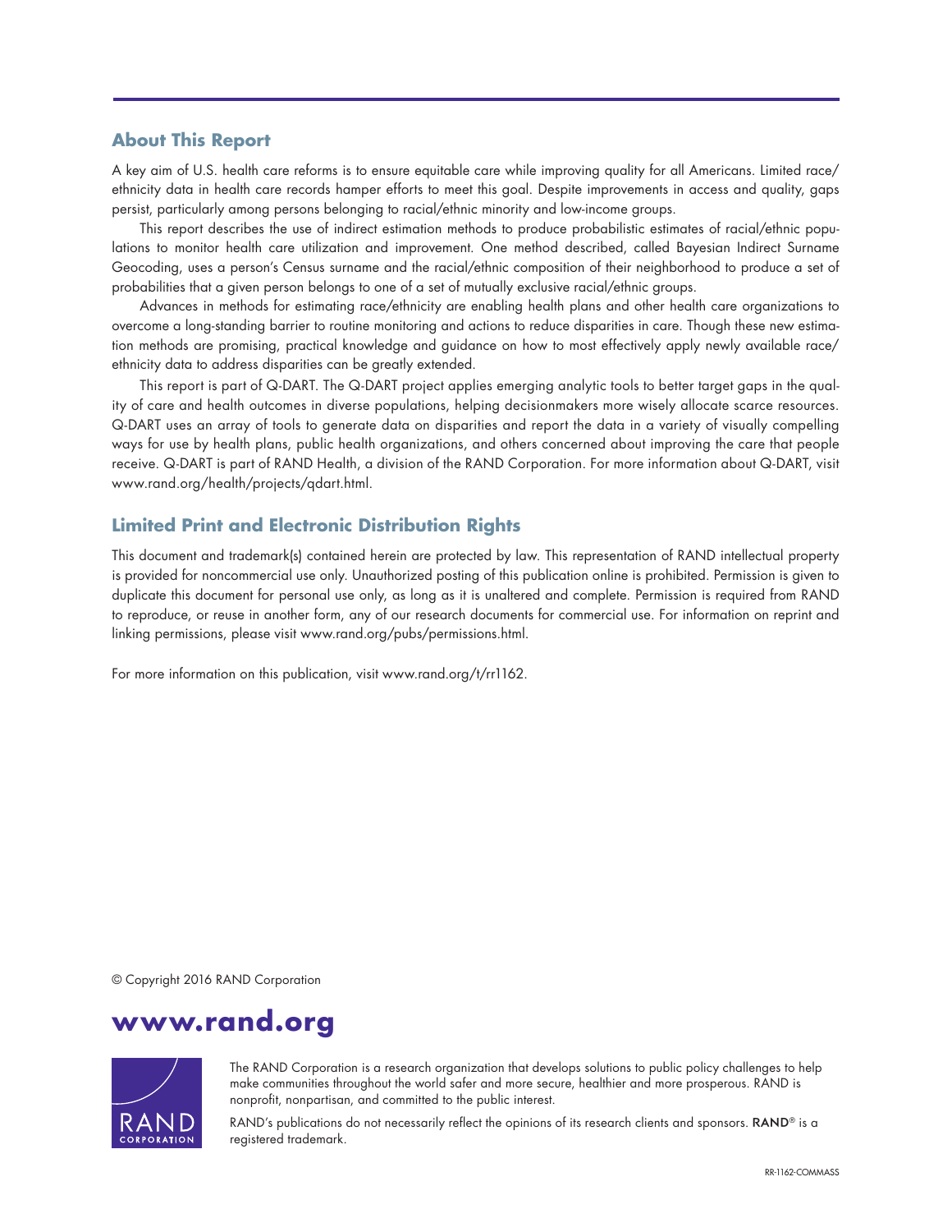## About This Report

A key aim of U.S. health care reforms is to ensure equitable care while improving quality for all Americans. Limited race/ethnicity data in health care records hamper efforts to meet this goal. Despite improvements in access and quality, gaps persist, particularly among persons belonging to racial/ethnic minority and low-income groups.

This report describes the use of indirect estimation methods to produce probabilistic estimates of racial/ethnic populations to monitor health care utilization and improvement. One method described, called Bayesian Indirect Surname Geocoding, uses a person's Census surname and the racial/ethnic composition of their neighborhood to produce a set of probabilities that a given person belongs to one of a set of mutually exclusive racial/ethnic groups.

Advances in methods for estimating race/ethnicity are enabling health plans and other health care organizations to overcome a long-standing barrier to routine monitoring and actions to reduce disparities in care. Though these new estimation methods are promising, practical knowledge and guidance on how to most effectively apply newly available race/ethnicity data to address disparities can be greatly extended.

This report is part of Q-DART. The Q-DART project applies emerging analytic tools to better target gaps in the quality of care and health outcomes in diverse populations, helping decisionmakers more wisely allocate scarce resources. Q-DART uses an array of tools to generate data on disparities and report the data in a variety of visually compelling ways for use by health plans, public health organizations, and others concerned about improving the care that people receive. Q-DART is part of RAND Health, a division of the RAND Corporation. For more information about Q-DART, visit www.rand.org/health/projects/qdart.html.

## Limited Print and Electronic Distribution Rights

This document and trademark(s) contained herein are protected by law. This representation of RAND intellectual property is provided for noncommercial use only. Unauthorized posting of this publication online is prohibited. Permission is given to duplicate this document for personal use only, as long as it is unaltered and complete. Permission is required from RAND to reproduce, or reuse in another form, any of our research documents for commercial use. For information on reprint and linking permissions, please visit www.rand.org/pubs/permissions.html.

For more information on this publication, visit www.rand.org/t/rr1162.

© Copyright 2016 RAND Corporation

**www.rand.org**

RAND CORPORATION

The RAND Corporation is a research organization that develops solutions to public policy challenges to help make communities throughout the world safer and more secure, healthier and more prosperous. RAND is nonprofit, nonpartisan, and committed to the public interest.

RAND's publications do not necessarily reflect the opinions of its research clients and sponsors. **RAND**® is a registered trademark.

RR-1162-COMMASS